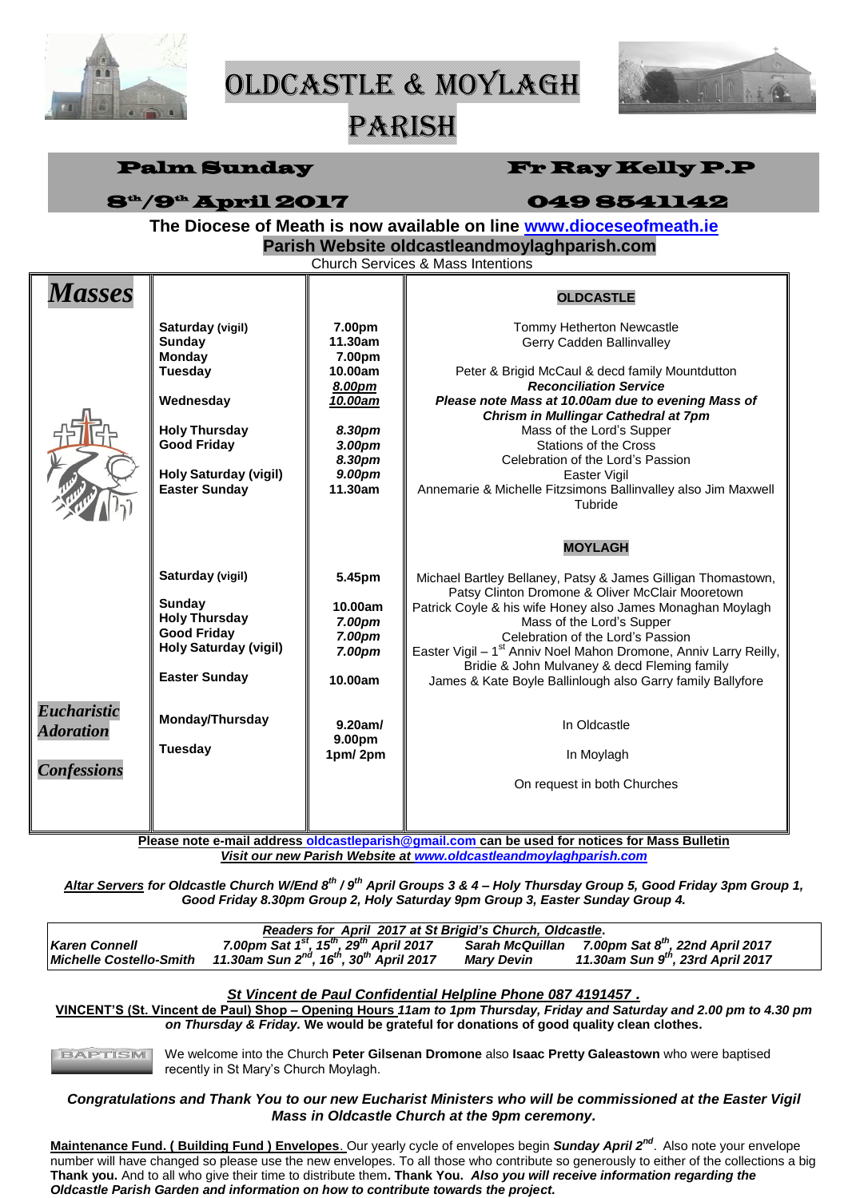# OLDCASTLE & MOYLAGH PARISH

**Palm Sunday** **Fr Ray Kelly P.P**

**8th/9th April 2017** **049 8541142**

**The Diocese of Meath is now available on line www.dioceseofmeath.ie**

**Parish Website oldcastleandmoylaghparish.com**

Church Services & Mass Intentions

| *Masses* | | | **OLDCASTLE** |
|---|---|---|---|
| | **Saturday** (vigil) | **7.00pm** | Tommy Hetherton Newcastle |
| | **Sunday** | **11.30am** | Gerry Cadden Ballinvalley |
| | **Monday** | **7.00pm** | |
| | **Tuesday** | **10.00am** | Peter & Brigid McCaul & decd family Mountdutton |
| | | ***8.00pm*** | ***Reconciliation Service*** |
| | **Wednesday** | ***10.00am*** | ***Please note Mass at 10.00am due to evening Mass of Chrism in Mullingar Cathedral at 7pm*** |
| | **Holy Thursday** | ***8.30pm*** | Mass of the Lord's Supper |
| | **Good Friday** | ***3.00pm*** | Stations of the Cross |
| | | ***8.30pm*** | Celebration of the Lord's Passion |
| | **Holy Saturday (vigil)** | ***9.00pm*** | Easter Vigil |
| | **Easter Sunday** | **11.30am** | Annemarie & Michelle Fitzsimons Ballinvalley also Jim Maxwell Tubride |
| | | | **MOYLAGH** |
| | **Saturday** (vigil) | **5.45pm** | Michael Bartley Bellaney, Patsy & James Gilligan Thomastown, Patsy Clinton Dromone & Oliver McClair Mooretown |
| | **Sunday** | **10.00am** | Patrick Coyle & his wife Honey also James Monaghan Moylagh |
| | **Holy Thursday** | ***7.00pm*** | Mass of the Lord's Supper |
| | **Good Friday** | ***7.00pm*** | Celebration of the Lord's Passion |
| | **Holy Saturday (vigil)** | ***7.00pm*** | Easter Vigil – 1st Anniv Noel Mahon Dromone, Anniv Larry Reilly, Bridie & John Mulvaney & decd Fleming family |
| | **Easter Sunday** | **10.00am** | James & Kate Boyle Ballinlough also Garry family Ballyfore |
| ***Eucharistic Adoration*** | **Monday/Thursday** | **9.20am/ 9.00pm** | In Oldcastle |
| | **Tuesday** | **1pm/ 2pm** | In Moylagh |
| ***Confessions*** | | | On request in both Churches |

**Please note e-mail address oldcastleparish@gmail.com can be used for notices for Mass Bulletin**

***Visit our new Parish Website at www.oldcastleandmoylaghparish.com***

***Altar Servers for Oldcastle Church W/End 8th / 9th April Groups 3 & 4 – Holy Thursday Group 5, Good Friday 3pm Group 1, Good Friday 8.30pm Group 2, Holy Saturday 9pm Group 3, Easter Sunday Group 4.***

| ***Readers for April 2017 at St Brigid's Church, Oldcastle.*** | | | |
|---|---|---|---|
| ***Karen Connell*** | ***7.00pm Sat 1st, 15th, 29th April 2017*** | ***Sarah McQuillan*** | ***7.00pm Sat 8th, 22nd April 2017*** |
| ***Michelle Costello-Smith*** | ***11.30am Sun 2nd, 16th, 30th April 2017*** | ***Mary Devin*** | ***11.30am Sun 9th, 23rd April 2017*** |

***St Vincent de Paul Confidential Helpline Phone 087 4191457 .***

**VINCENT'S (St. Vincent de Paul) Shop – Opening Hours** ***11am to 1pm Thursday, Friday and Saturday and 2.00 pm to 4.30 pm on Thursday & Friday.*** **We would be grateful for donations of good quality clean clothes.**

**BAPTISM**

We welcome into the Church **Peter Gilsenan Dromone** also **Isaac Pretty Galeastown** who were baptised recently in St Mary's Church Moylagh.

***Congratulations and Thank You to our new Eucharist Ministers who will be commissioned at the Easter Vigil Mass in Oldcastle Church at the 9pm ceremony.***

**Maintenance Fund. ( Building Fund ) Envelopes**. Our yearly cycle of envelopes begin ***Sunday April 2nd***. Also note your envelope number will have changed so please use the new envelopes. To all those who contribute so generously to either of the collections a big **Thank you.** And to all who give their time to distribute them**. Thank You.** ***Also you will receive information regarding the Oldcastle Parish Garden and information on how to contribute towards the project.***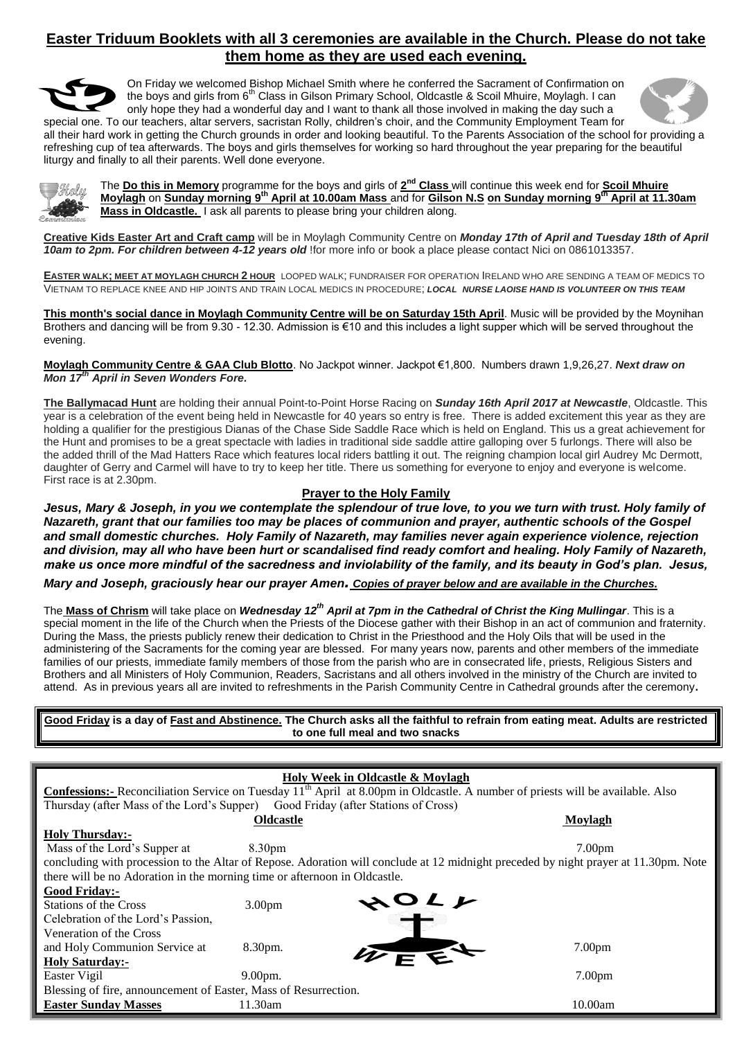## Easter Triduum Booklets with all 3 ceremonies are available in the Church. Please do not take them home as they are used each evening.

On Friday we welcomed Bishop Michael Smith where he conferred the Sacrament of Confirmation on the boys and girls from 6th Class in Gilson Primary School, Oldcastle & Scoil Mhuire, Moylagh. I can only hope they had a wonderful day and I want to thank all those involved in making the day such a special one. To our teachers, altar servers, sacristan Rolly, children's choir, and the Community Employment Team for all their hard work in getting the Church grounds in order and looking beautiful. To the Parents Association of the school for providing a refreshing cup of tea afterwards. The boys and girls themselves for working so hard throughout the year preparing for the beautiful liturgy and finally to all their parents. Well done everyone.

The **Do this in Memory** programme for the boys and girls of **2nd Class** will continue this week end for **Scoil Mhuire Moylagh** on **Sunday morning 9th April at 10.00am Mass** and for **Gilson N.S on Sunday morning 9th April at 11.30am Mass in Oldcastle.** I ask all parents to please bring your children along.

**Creative Kids Easter Art and Craft camp** will be in Moylagh Community Centre on ***Monday 17th of April and Tuesday 18th of April 10am to 2pm. For children between 4-12 years old*** !for more info or book a place please contact Nici on 0861013357.

**EASTER WALK; MEET AT MOYLAGH CHURCH 2 HOUR** LOOPED WALK; FUNDRAISER FOR OPERATION IRELAND WHO ARE SENDING A TEAM OF MEDICS TO VIETNAM TO REPLACE KNEE AND HIP JOINTS AND TRAIN LOCAL MEDICS IN PROCEDURE; ***LOCAL NURSE LAOISE HAND IS VOLUNTEER ON THIS TEAM***

**This month's social dance in Moylagh Community Centre will be on Saturday 15th April**. Music will be provided by the Moynihan Brothers and dancing will be from 9.30 - 12.30. Admission is €10 and this includes a light supper which will be served throughout the evening.

**Moylagh Community Centre & GAA Club Blotto**. No Jackpot winner. Jackpot €1,800. Numbers drawn 1,9,26,27. ***Next draw on Mon 17th April in Seven Wonders Fore.***

**The Ballymacad Hunt** are holding their annual Point-to-Point Horse Racing on ***Sunday 16th April 2017 at Newcastle***, Oldcastle. This year is a celebration of the event being held in Newcastle for 40 years so entry is free. There is added excitement this year as they are holding a qualifier for the prestigious Dianas of the Chase Side Saddle Race which is held on England. This us a great achievement for the Hunt and promises to be a great spectacle with ladies in traditional side saddle attire galloping over 5 furlongs. There will also be the added thrill of the Mad Hatters Race which features local riders battling it out. The reigning champion local girl Audrey Mc Dermott, daughter of Gerry and Carmel will have to try to keep her title. There us something for everyone to enjoy and everyone is welcome. First race is at 2.30pm.

### Prayer to the Holy Family

***Jesus, Mary & Joseph, in you we contemplate the splendour of true love, to you we turn with trust. Holy family of Nazareth, grant that our families too may be places of communion and prayer, authentic schools of the Gospel and small domestic churches. Holy Family of Nazareth, may families never again experience violence, rejection and division, may all who have been hurt or scandalised find ready comfort and healing. Holy Family of Nazareth, make us once more mindful of the sacredness and inviolability of the family, and its beauty in God's plan. Jesus, Mary and Joseph, graciously hear our prayer Amen. Copies of prayer below and are available in the Churches.***

The **Mass of Chrism** will take place on ***Wednesday 12th April at 7pm in the Cathedral of Christ the King Mullingar***. This is a special moment in the life of the Church when the Priests of the Diocese gather with their Bishop in an act of communion and fraternity. During the Mass, the priests publicly renew their dedication to Christ in the Priesthood and the Holy Oils that will be used in the administering of the Sacraments for the coming year are blessed. For many years now, parents and other members of the immediate families of our priests, immediate family members of those from the parish who are in consecrated life, priests, Religious Sisters and Brothers and all Ministers of Holy Communion, Readers, Sacristans and all others involved in the ministry of the Church are invited to attend. As in previous years all are invited to refreshments in the Parish Community Centre in Cathedral grounds after the ceremony.

**Good Friday is a day of Fast and Abstinence. The Church asks all the faithful to refrain from eating meat. Adults are restricted to one full meal and two snacks**

### Holy Week in Oldcastle & Moylagh

**Confessions:-** Reconciliation Service on Tuesday 11th April at 8.00pm in Oldcastle. A number of priests will be available. Also Thursday (after Mass of the Lord's Supper) Good Friday (after Stations of Cross)

| | Oldcastle | Moylagh |
|---|---|---|
| **Holy Thursday:-** | | |
| Mass of the Lord's Supper at | 8.30pm | 7.00pm |

concluding with procession to the Altar of Repose. Adoration will conclude at 12 midnight preceded by night prayer at 11.30pm. Note there will be no Adoration in the morning time or afternoon in Oldcastle.

| | Oldcastle | Moylagh |
|---|---|---|
| **Good Friday:-** | | |
| Stations of the Cross | 3.00pm | |
| Celebration of the Lord's Passion, Veneration of the Cross and Holy Communion Service at | 8.30pm. | 7.00pm |
| **Holy Saturday:-** | | |
| Easter Vigil | 9.00pm. | 7.00pm |

Blessing of fire, announcement of Easter, Mass of Resurrection.

| | Oldcastle | Moylagh |
|---|---|---|
| **Easter Sunday Masses** | 11.30am | 10.00am |